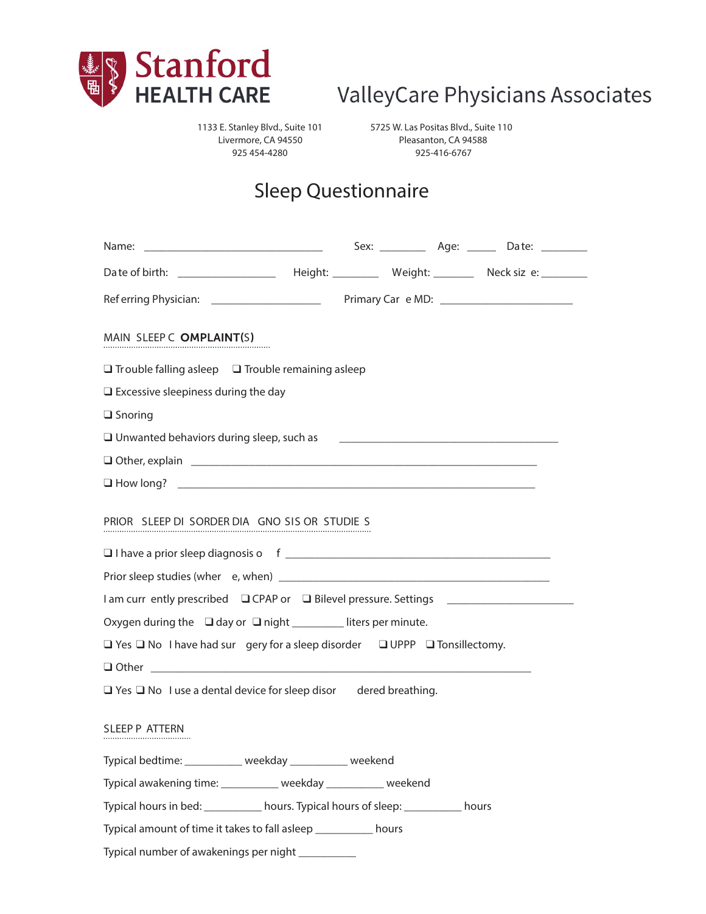**Stanford HEALTH CARE** | ValleyCare Physicians Associates

1133 E. Stanley Blvd., Suite 101
Livermore, CA 94550
925 454-4280

5725 W. Las Positas Blvd., Suite 110
Pleasanton, CA 94588
925-416-6767

# Sleep Questionnaire

Name: ______________________________ Sex: ________ Age: _____ Date: ________

Date of birth: _________________ Height: ________ Weight: _______ Neck size: ________

Referring Physician: ___________________ Primary Care MD: ______________________

## MAIN SLEEP COMPLAINT(S)

❑ Trouble falling asleep ❑ Trouble remaining asleep

❑ Excessive sleepiness during the day

❑ Snoring

❑ Unwanted behaviors during sleep, such as ______________________________________

❑ Other, explain ____________________________________________________________

❑ How long? ________________________________________________________________

## PRIOR SLEEP DISORDER DIAGNOSIS OR STUDIES

❑ I have a prior sleep diagnosis of ____________________________________________

Prior sleep studies (where, when) _____________________________________________

I am currently prescribed ❑ CPAP or ❑ Bilevel pressure. Settings ______________________

Oxygen during the ❑ day or ❑ night _________ liters per minute.

❑ Yes ❑ No I have had surgery for a sleep disorder ❑ UPPP ❑ Tonsillectomy.

❑ Other ___________________________________________________________________

❑ Yes ❑ No I use a dental device for sleep disordered breathing.

## SLEEP PATTERN

Typical bedtime: __________ weekday __________ weekend

Typical awakening time: __________ weekday __________ weekend

Typical hours in bed: __________ hours. Typical hours of sleep: __________ hours

Typical amount of time it takes to fall asleep __________ hours

Typical number of awakenings per night __________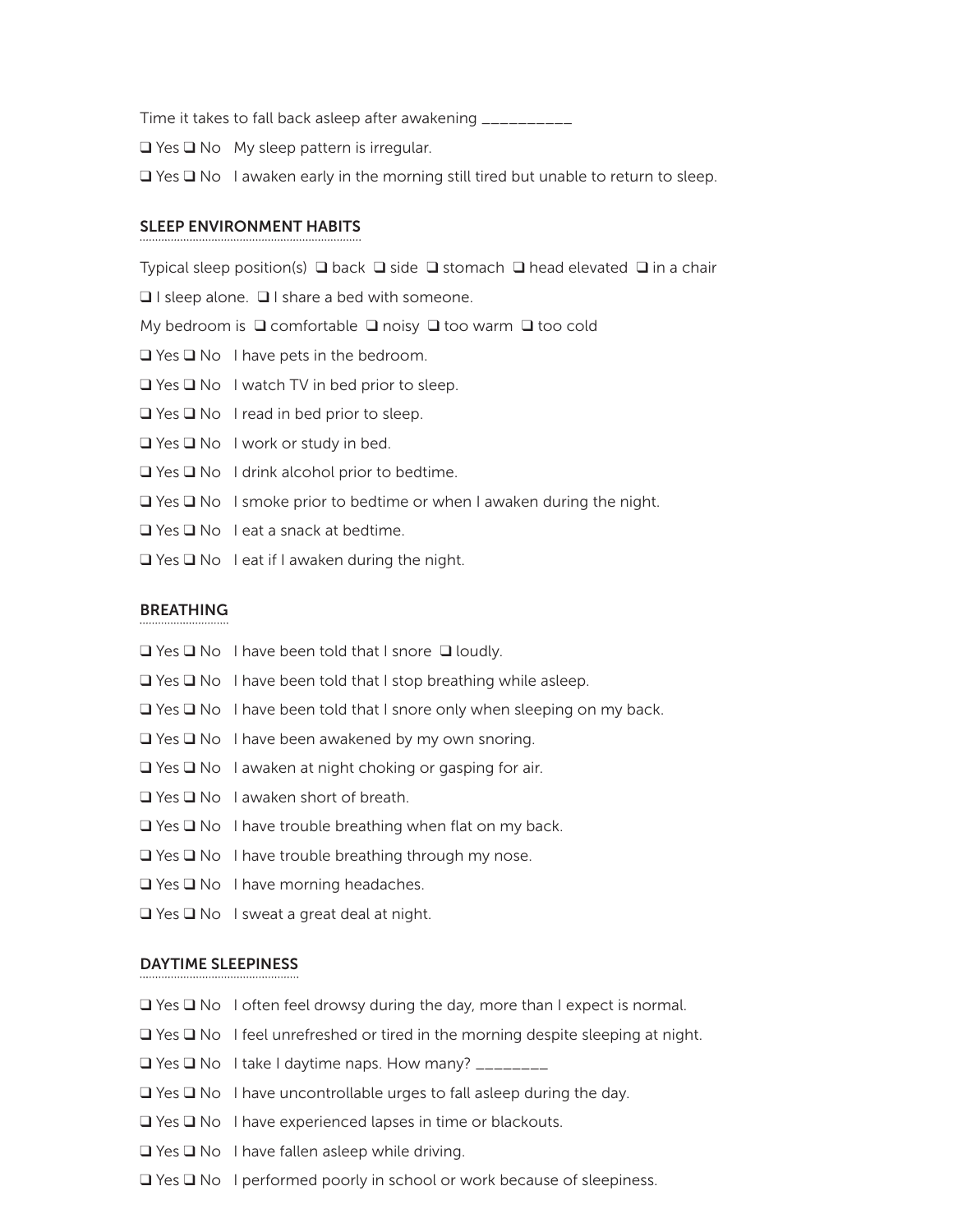Time it takes to fall back asleep after awakening __________

❑ Yes ❑ No   My sleep pattern is irregular.

❑ Yes ❑ No   I awaken early in the morning still tired but unable to return to sleep.

## SLEEP ENVIRONMENT HABITS

Typical sleep position(s)  ❑ back  ❑ side  ❑ stomach  ❑ head elevated  ❑ in a chair

❑ I sleep alone.  ❑ I share a bed with someone.

My bedroom is  ❑ comfortable  ❑ noisy  ❑ too warm  ❑ too cold

❑ Yes ❑ No   I have pets in the bedroom.

❑ Yes ❑ No   I watch TV in bed prior to sleep.

❑ Yes ❑ No   I read in bed prior to sleep.

❑ Yes ❑ No   I work or study in bed.

❑ Yes ❑ No   I drink alcohol prior to bedtime.

❑ Yes ❑ No   I smoke prior to bedtime or when I awaken during the night.

❑ Yes ❑ No   I eat a snack at bedtime.

❑ Yes ❑ No   I eat if I awaken during the night.

## BREATHING

❑ Yes ❑ No   I have been told that I snore  ❑ loudly.

❑ Yes ❑ No   I have been told that I stop breathing while asleep.

❑ Yes ❑ No   I have been told that I snore only when sleeping on my back.

❑ Yes ❑ No   I have been awakened by my own snoring.

❑ Yes ❑ No   I awaken at night choking or gasping for air.

❑ Yes ❑ No   I awaken short of breath.

❑ Yes ❑ No   I have trouble breathing when flat on my back.

❑ Yes ❑ No   I have trouble breathing through my nose.

❑ Yes ❑ No   I have morning headaches.

❑ Yes ❑ No   I sweat a great deal at night.

## DAYTIME SLEEPINESS

❑ Yes ❑ No   I often feel drowsy during the day, more than I expect is normal.

❑ Yes ❑ No   I feel unrefreshed or tired in the morning despite sleeping at night.

❑ Yes ❑ No   I take I daytime naps. How many? ________

❑ Yes ❑ No   I have uncontrollable urges to fall asleep during the day.

❑ Yes ❑ No   I have experienced lapses in time or blackouts.

❑ Yes ❑ No   I have fallen asleep while driving.

❑ Yes ❑ No   I performed poorly in school or work because of sleepiness.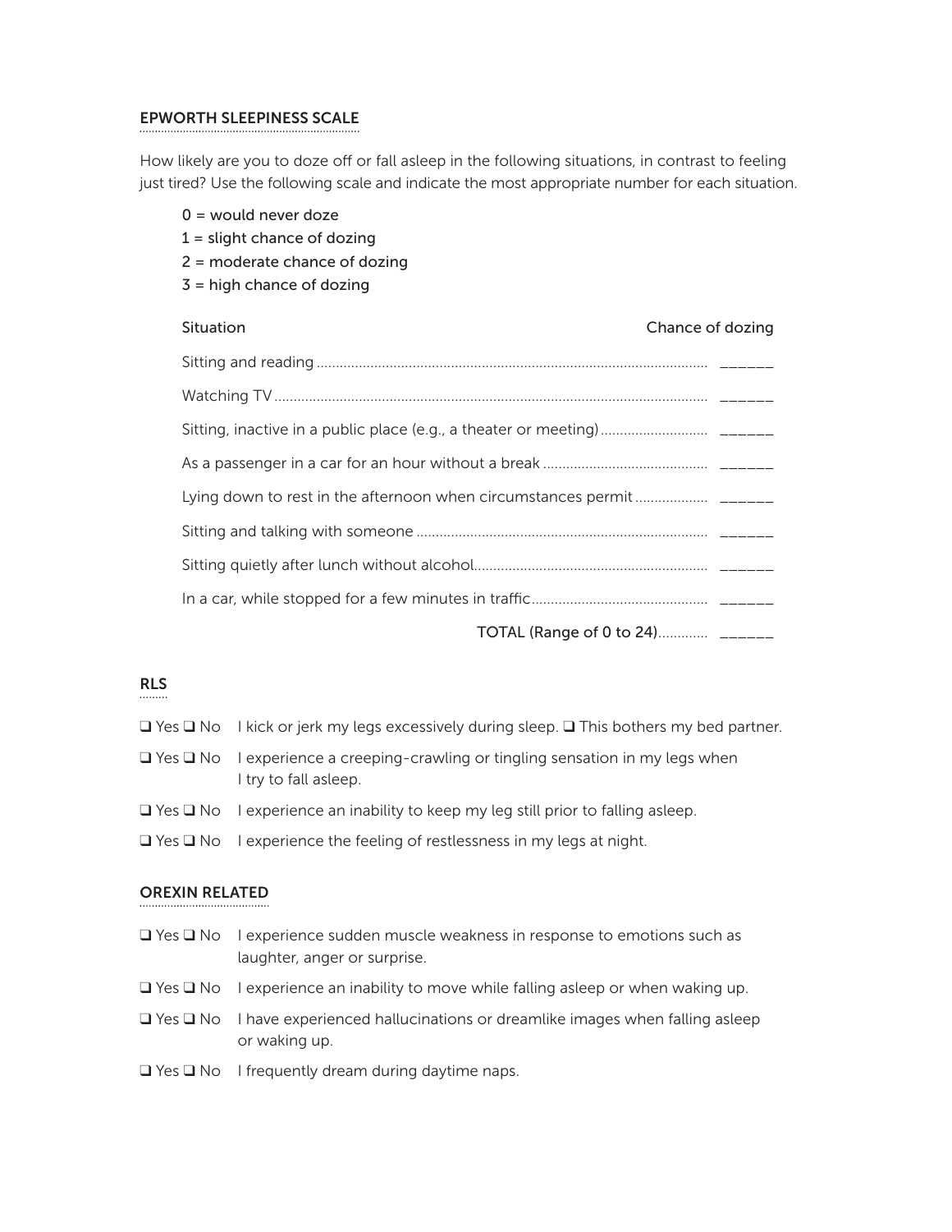## EPWORTH SLEEPINESS SCALE

How likely are you to doze off or fall asleep in the following situations, in contrast to feeling just tired? Use the following scale and indicate the most appropriate number for each situation.

- 0 = would never doze
- 1 = slight chance of dozing
- 2 = moderate chance of dozing
- 3 = high chance of dozing

| Situation | Chance of dozing |
|---|---|
| Sitting and reading | ______ |
| Watching TV | ______ |
| Sitting, inactive in a public place (e.g., a theater or meeting) | ______ |
| As a passenger in a car for an hour without a break | ______ |
| Lying down to rest in the afternoon when circumstances permit | ______ |
| Sitting and talking with someone | ______ |
| Sitting quietly after lunch without alcohol | ______ |
| In a car, while stopped for a few minutes in traffic | ______ |
| TOTAL (Range of 0 to 24) | ______ |

## RLS

❑ Yes ❑ No I kick or jerk my legs excessively during sleep. ❑ This bothers my bed partner.

❑ Yes ❑ No I experience a creeping-crawling or tingling sensation in my legs when I try to fall asleep.

❑ Yes ❑ No I experience an inability to keep my leg still prior to falling asleep.

❑ Yes ❑ No I experience the feeling of restlessness in my legs at night.

## OREXIN RELATED

❑ Yes ❑ No I experience sudden muscle weakness in response to emotions such as laughter, anger or surprise.

❑ Yes ❑ No I experience an inability to move while falling asleep or when waking up.

❑ Yes ❑ No I have experienced hallucinations or dreamlike images when falling asleep or waking up.

❑ Yes ❑ No I frequently dream during daytime naps.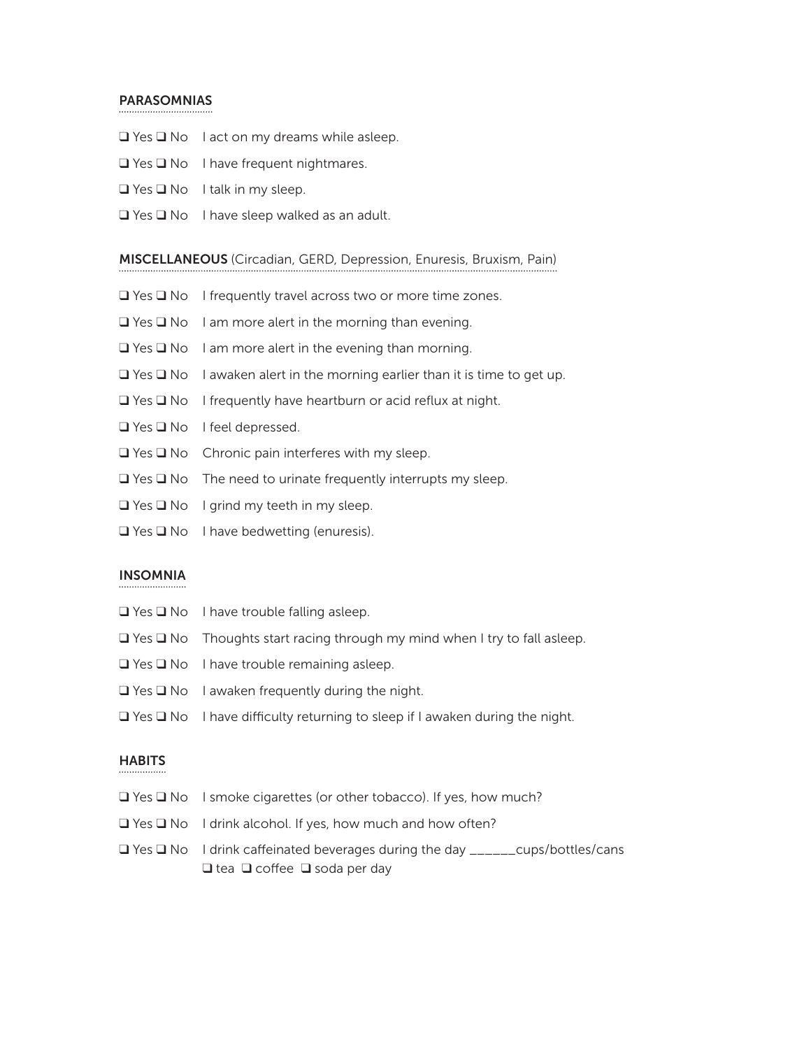## PARASOMNIAS

- ❑ Yes ❑ No I act on my dreams while asleep.
- ❑ Yes ❑ No I have frequent nightmares.
- ❑ Yes ❑ No I talk in my sleep.
- ❑ Yes ❑ No I have sleep walked as an adult.

## MISCELLANEOUS (Circadian, GERD, Depression, Enuresis, Bruxism, Pain)

- ❑ Yes ❑ No I frequently travel across two or more time zones.
- ❑ Yes ❑ No I am more alert in the morning than evening.
- ❑ Yes ❑ No I am more alert in the evening than morning.
- ❑ Yes ❑ No I awaken alert in the morning earlier than it is time to get up.
- ❑ Yes ❑ No I frequently have heartburn or acid reflux at night.
- ❑ Yes ❑ No I feel depressed.
- ❑ Yes ❑ No Chronic pain interferes with my sleep.
- ❑ Yes ❑ No The need to urinate frequently interrupts my sleep.
- ❑ Yes ❑ No I grind my teeth in my sleep.
- ❑ Yes ❑ No I have bedwetting (enuresis).

## INSOMNIA

- ❑ Yes ❑ No I have trouble falling asleep.
- ❑ Yes ❑ No Thoughts start racing through my mind when I try to fall asleep.
- ❑ Yes ❑ No I have trouble remaining asleep.
- ❑ Yes ❑ No I awaken frequently during the night.
- ❑ Yes ❑ No I have difficulty returning to sleep if I awaken during the night.

## HABITS

- ❑ Yes ❑ No I smoke cigarettes (or other tobacco). If yes, how much?
- ❑ Yes ❑ No I drink alcohol. If yes, how much and how often?
- ❑ Yes ❑ No I drink caffeinated beverages during the day ______cups/bottles/cans ❑ tea ❑ coffee ❑ soda per day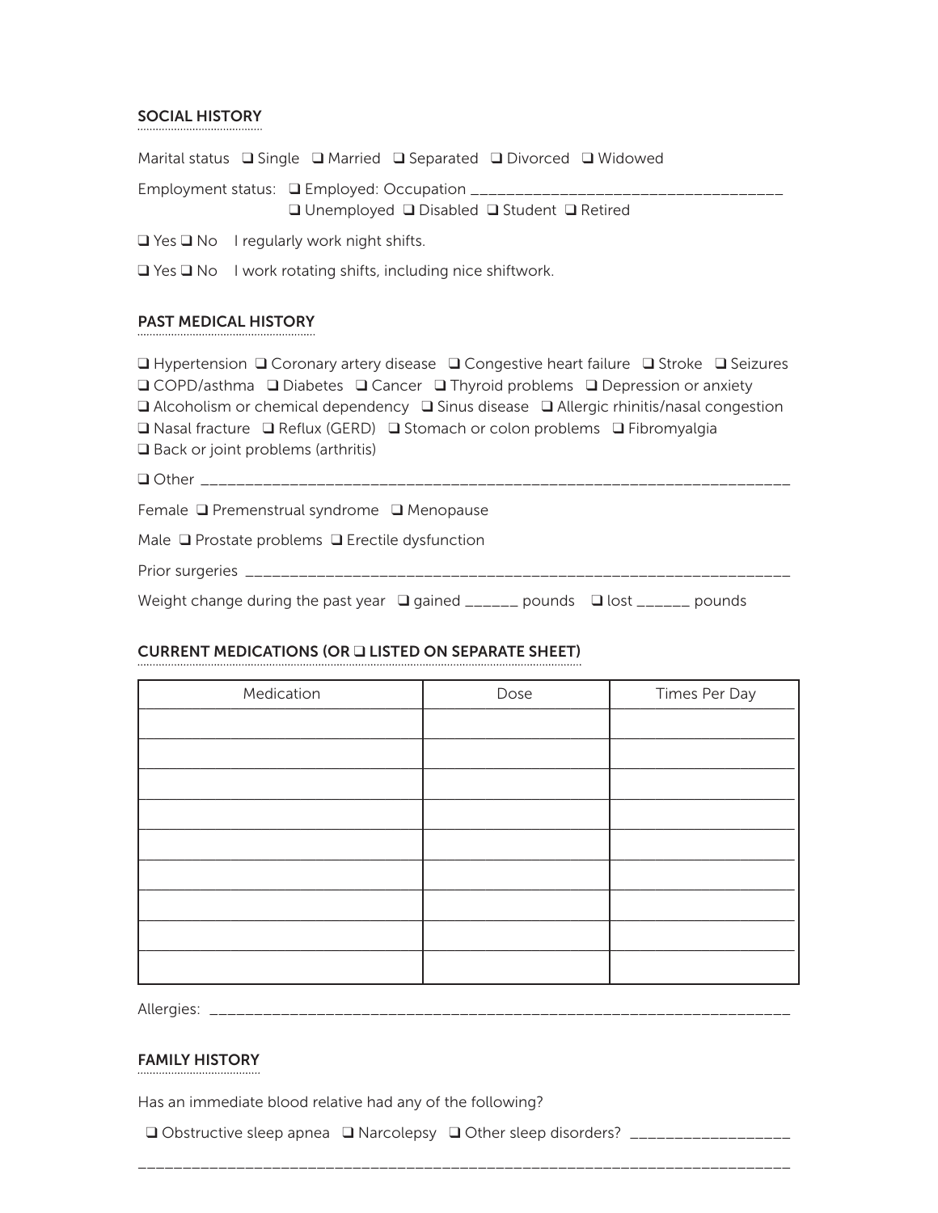## SOCIAL HISTORY

Marital status ❑ Single ❑ Married ❑ Separated ❑ Divorced ❑ Widowed

Employment status: ❑ Employed: Occupation ___________________________________
❑ Unemployed ❑ Disabled ❑ Student ❑ Retired

❑ Yes ❑ No I regularly work night shifts.

❑ Yes ❑ No I work rotating shifts, including nice shiftwork.

## PAST MEDICAL HISTORY

❑ Hypertension ❑ Coronary artery disease ❑ Congestive heart failure ❑ Stroke ❑ Seizures
❑ COPD/asthma ❑ Diabetes ❑ Cancer ❑ Thyroid problems ❑ Depression or anxiety
❑ Alcoholism or chemical dependency ❑ Sinus disease ❑ Allergic rhinitis/nasal congestion
❑ Nasal fracture ❑ Reflux (GERD) ❑ Stomach or colon problems ❑ Fibromyalgia
❑ Back or joint problems (arthritis)

❑ Other ____________________________________________________________________

Female ❑ Premenstrual syndrome ❑ Menopause

Male ❑ Prostate problems ❑ Erectile dysfunction

Prior surgeries _______________________________________________________________

Weight change during the past year ❑ gained ______ pounds ❑ lost ______ pounds

## CURRENT MEDICATIONS (OR ❑ LISTED ON SEPARATE SHEET)

| Medication | Dose | Times Per Day |
|---|---|---|
| | | |
| | | |
| | | |
| | | |
| | | |
| | | |
| | | |
| | | |
| | | |

Allergies: __________________________________________________________________

## FAMILY HISTORY

Has an immediate blood relative had any of the following?

❑ Obstructive sleep apnea ❑ Narcolepsy ❑ Other sleep disorders? __________________

____________________________________________________________________________